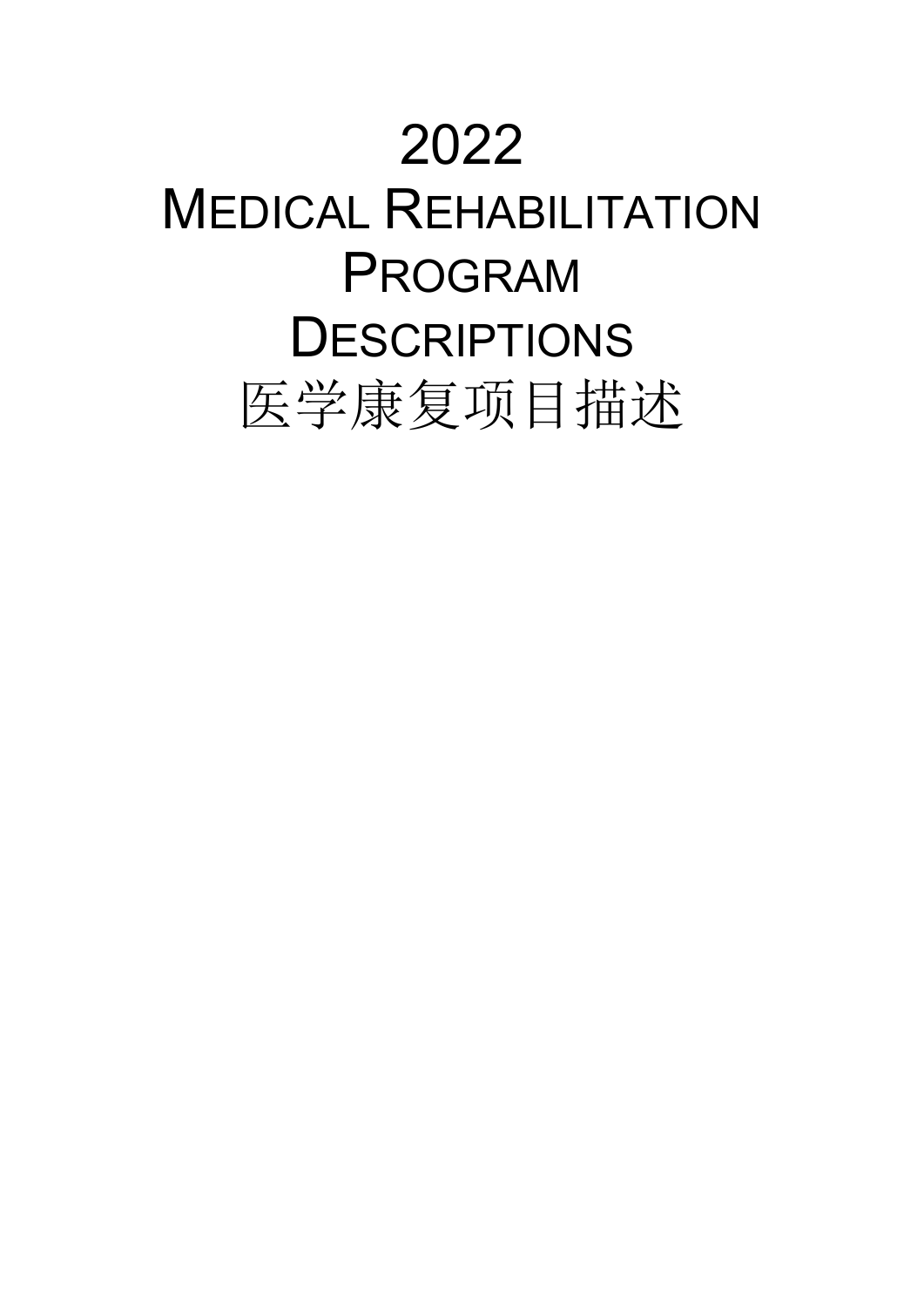# 2022
# MEDICAL REHABILITATION PROGRAM DESCRIPTIONS
# 医学康复项目描述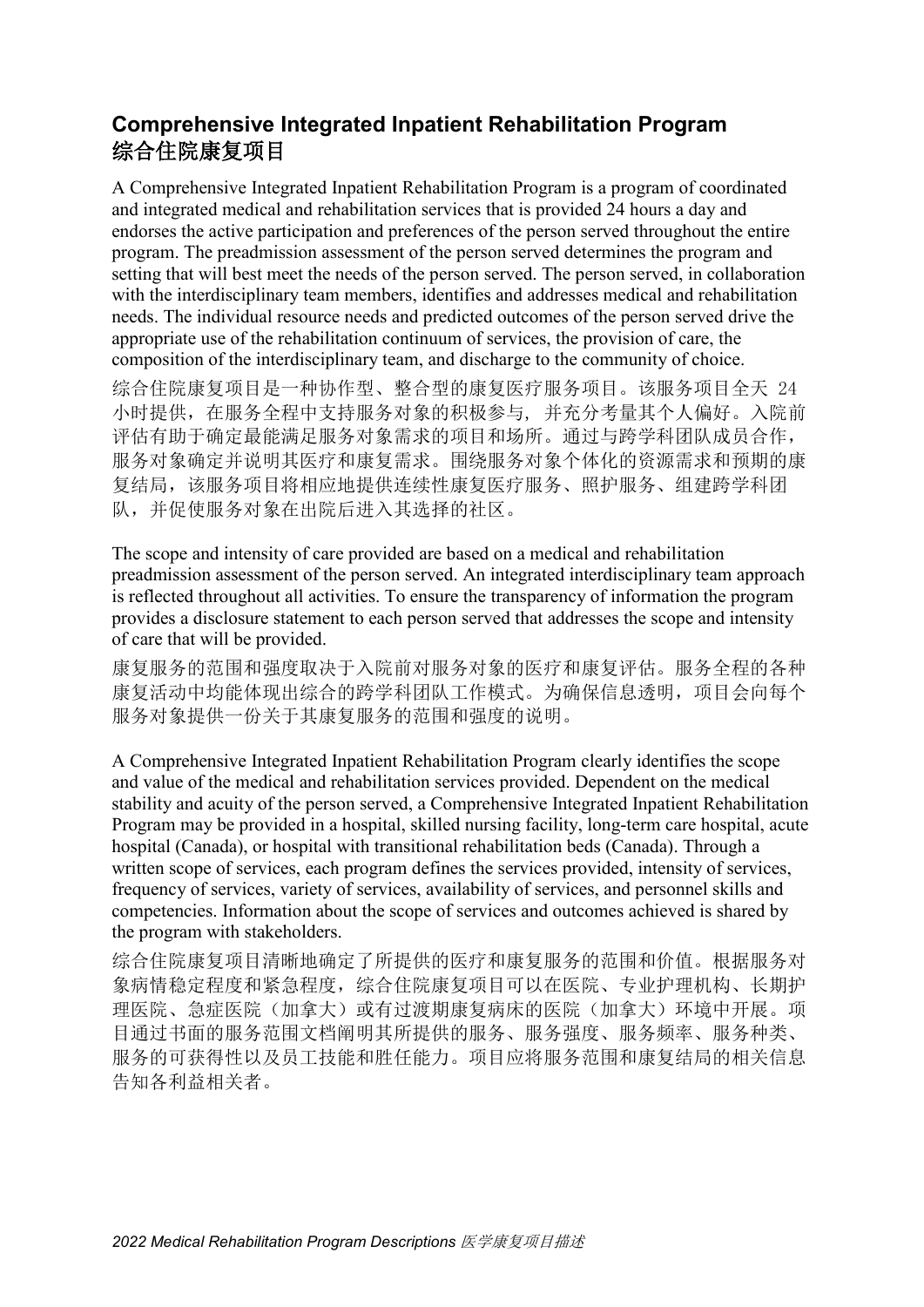## Comprehensive Integrated Inpatient Rehabilitation Program
## 综合住院康复项目

A Comprehensive Integrated Inpatient Rehabilitation Program is a program of coordinated and integrated medical and rehabilitation services that is provided 24 hours a day and endorses the active participation and preferences of the person served throughout the entire program. The preadmission assessment of the person served determines the program and setting that will best meet the needs of the person served. The person served, in collaboration with the interdisciplinary team members, identifies and addresses medical and rehabilitation needs. The individual resource needs and predicted outcomes of the person served drive the appropriate use of the rehabilitation continuum of services, the provision of care, the composition of the interdisciplinary team, and discharge to the community of choice.

综合住院康复项目是一种协作型、整合型的康复医疗服务项目。该服务项目全天 24 小时提供，在服务全程中支持服务对象的积极参与，并充分考量其个人偏好。入院前评估有助于确定最能满足服务对象需求的项目和场所。通过与跨学科团队成员合作，服务对象确定并说明其医疗和康复需求。围绕服务对象个体化的资源需求和预期的康复结局，该服务项目将相应地提供连续性康复医疗服务、照护服务、组建跨学科团队，并促使服务对象在出院后进入其选择的社区。

The scope and intensity of care provided are based on a medical and rehabilitation preadmission assessment of the person served. An integrated interdisciplinary team approach is reflected throughout all activities. To ensure the transparency of information the program provides a disclosure statement to each person served that addresses the scope and intensity of care that will be provided.

康复服务的范围和强度取决于入院前对服务对象的医疗和康复评估。服务全程的各种康复活动中均能体现出综合的跨学科团队工作模式。为确保信息透明，项目会向每个服务对象提供一份关于其康复服务的范围和强度的说明。

A Comprehensive Integrated Inpatient Rehabilitation Program clearly identifies the scope and value of the medical and rehabilitation services provided. Dependent on the medical stability and acuity of the person served, a Comprehensive Integrated Inpatient Rehabilitation Program may be provided in a hospital, skilled nursing facility, long-term care hospital, acute hospital (Canada), or hospital with transitional rehabilitation beds (Canada). Through a written scope of services, each program defines the services provided, intensity of services, frequency of services, variety of services, availability of services, and personnel skills and competencies. Information about the scope of services and outcomes achieved is shared by the program with stakeholders.

综合住院康复项目清晰地确定了所提供的医疗和康复服务的范围和价值。根据服务对象病情稳定程度和紧急程度，综合住院康复项目可以在医院、专业护理机构、长期护理医院、急症医院（加拿大）或有过渡期康复病床的医院（加拿大）环境中开展。项目通过书面的服务范围文档阐明其所提供的服务、服务强度、服务频率、服务种类、服务的可获得性以及员工技能和胜任能力。项目应将服务范围和康复结局的相关信息告知各利益相关者。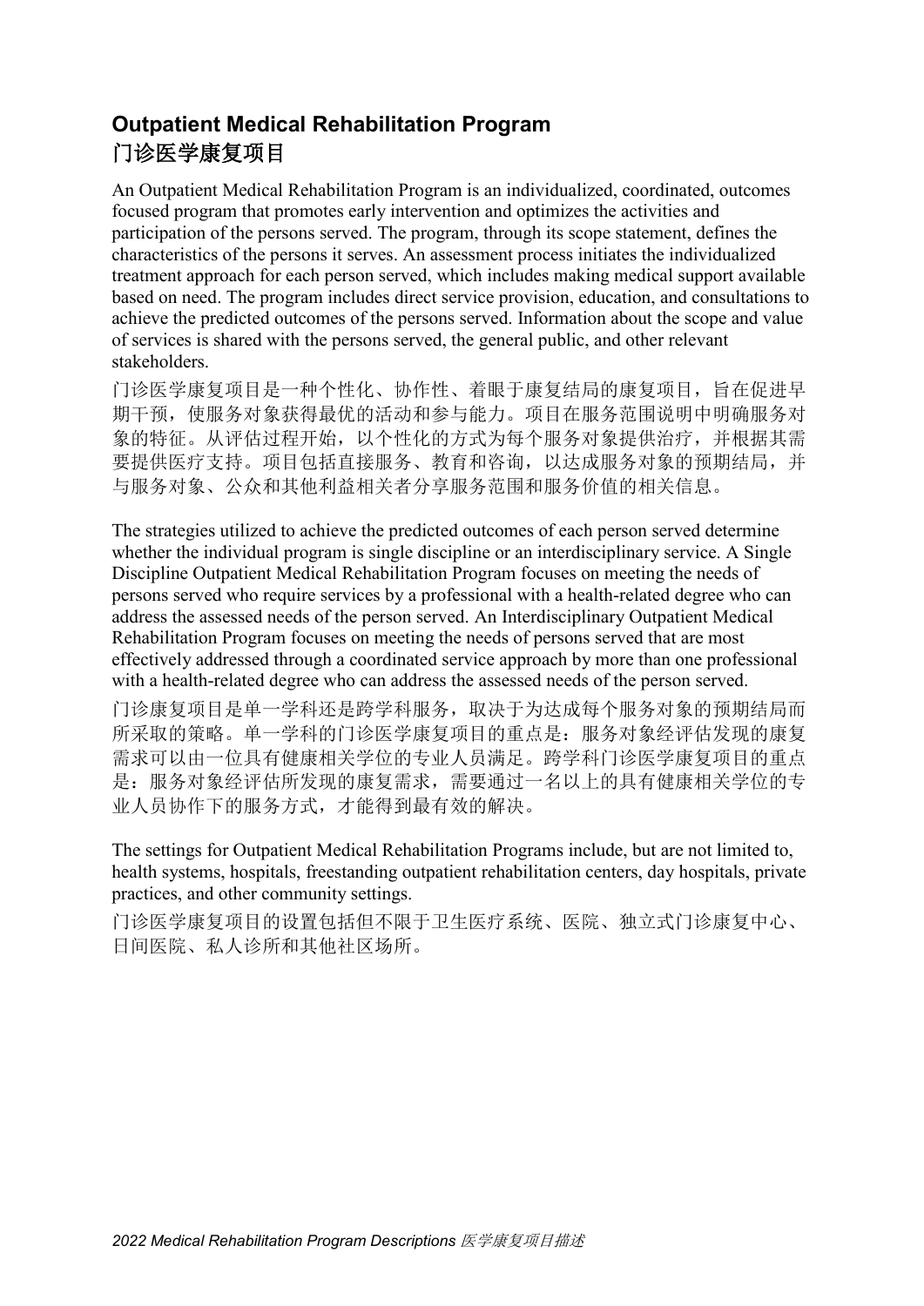## Outpatient Medical Rehabilitation Program
## 门诊医学康复项目

An Outpatient Medical Rehabilitation Program is an individualized, coordinated, outcomes focused program that promotes early intervention and optimizes the activities and participation of the persons served. The program, through its scope statement, defines the characteristics of the persons it serves. An assessment process initiates the individualized treatment approach for each person served, which includes making medical support available based on need. The program includes direct service provision, education, and consultations to achieve the predicted outcomes of the persons served. Information about the scope and value of services is shared with the persons served, the general public, and other relevant stakeholders.

门诊医学康复项目是一种个性化、协作性、着眼于康复结局的康复项目，旨在促进早期干预，使服务对象获得最优的活动和参与能力。项目在服务范围说明中明确服务对象的特征。从评估过程开始，以个性化的方式为每个服务对象提供治疗，并根据其需要提供医疗支持。项目包括直接服务、教育和咨询，以达成服务对象的预期结局，并与服务对象、公众和其他利益相关者分享服务范围和服务价值的相关信息。

The strategies utilized to achieve the predicted outcomes of each person served determine whether the individual program is single discipline or an interdisciplinary service. A Single Discipline Outpatient Medical Rehabilitation Program focuses on meeting the needs of persons served who require services by a professional with a health-related degree who can address the assessed needs of the person served. An Interdisciplinary Outpatient Medical Rehabilitation Program focuses on meeting the needs of persons served that are most effectively addressed through a coordinated service approach by more than one professional with a health-related degree who can address the assessed needs of the person served.

门诊康复项目是单一学科还是跨学科服务，取决于为达成每个服务对象的预期结局而所采取的策略。单一学科的门诊医学康复项目的重点是：服务对象经评估发现的康复需求可以由一位具有健康相关学位的专业人员满足。跨学科门诊医学康复项目的重点是：服务对象经评估所发现的康复需求，需要通过一名以上的具有健康相关学位的专业人员协作下的服务方式，才能得到最有效的解决。

The settings for Outpatient Medical Rehabilitation Programs include, but are not limited to, health systems, hospitals, freestanding outpatient rehabilitation centers, day hospitals, private practices, and other community settings.

门诊医学康复项目的设置包括但不限于卫生医疗系统、医院、独立式门诊康复中心、日间医院、私人诊所和其他社区场所。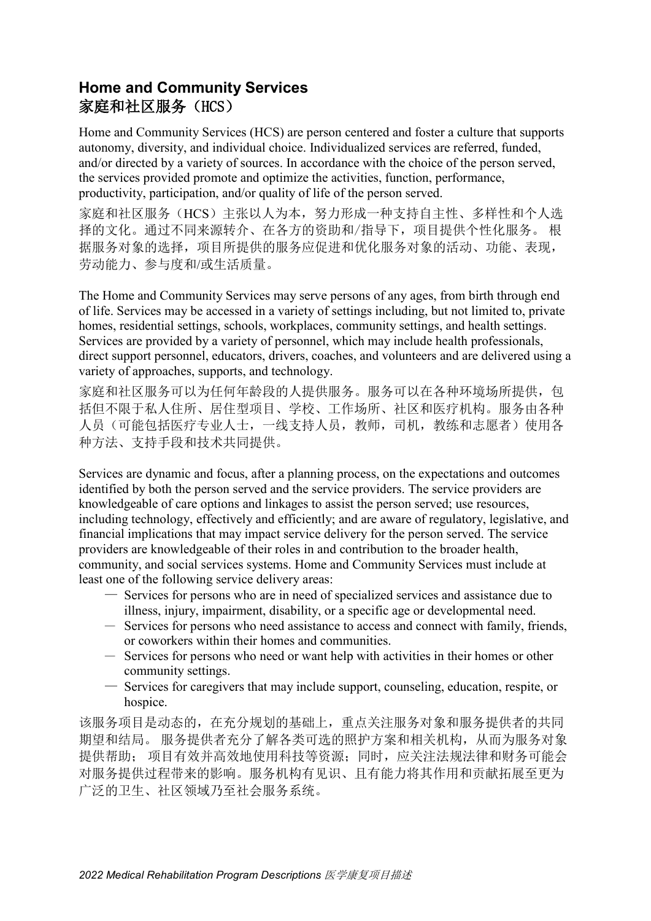## Home and Community Services
## 家庭和社区服务（HCS）

Home and Community Services (HCS) are person centered and foster a culture that supports autonomy, diversity, and individual choice. Individualized services are referred, funded, and/or directed by a variety of sources. In accordance with the choice of the person served, the services provided promote and optimize the activities, function, performance, productivity, participation, and/or quality of life of the person served.

家庭和社区服务（HCS）主张以人为本，努力形成一种支持自主性、多样性和个人选择的文化。通过不同来源转介、在各方的资助和/指导下，项目提供个性化服务。 根据服务对象的选择，项目所提供的服务应促进和优化服务对象的活动、功能、表现，劳动能力、参与度和/或生活质量。

The Home and Community Services may serve persons of any ages, from birth through end of life. Services may be accessed in a variety of settings including, but not limited to, private homes, residential settings, schools, workplaces, community settings, and health settings. Services are provided by a variety of personnel, which may include health professionals, direct support personnel, educators, drivers, coaches, and volunteers and are delivered using a variety of approaches, supports, and technology.

家庭和社区服务可以为任何年龄段的人提供服务。服务可以在各种环境场所提供，包括但不限于私人住所、居住型项目、学校、工作场所、社区和医疗机构。服务由各种人员（可能包括医疗专业人士，一线支持人员，教师，司机，教练和志愿者）使用各种方法、支持手段和技术共同提供。

Services are dynamic and focus, after a planning process, on the expectations and outcomes identified by both the person served and the service providers. The service providers are knowledgeable of care options and linkages to assist the person served; use resources, including technology, effectively and efficiently; and are aware of regulatory, legislative, and financial implications that may impact service delivery for the person served. The service providers are knowledgeable of their roles in and contribution to the broader health, community, and social services systems. Home and Community Services must include at least one of the following service delivery areas:

- Services for persons who are in need of specialized services and assistance due to illness, injury, impairment, disability, or a specific age or developmental need.
- Services for persons who need assistance to access and connect with family, friends, or coworkers within their homes and communities.
- Services for persons who need or want help with activities in their homes or other community settings.
- Services for caregivers that may include support, counseling, education, respite, or hospice.

该服务项目是动态的，在充分规划的基础上，重点关注服务对象和服务提供者的共同期望和结局。 服务提供者充分了解各类可选的照护方案和相关机构，从而为服务对象提供帮助； 项目有效并高效地使用科技等资源；同时，应关注法规法律和财务可能会对服务提供过程带来的影响。服务机构有见识、且有能力将其作用和贡献拓展至更为广泛的卫生、社区领域乃至社会服务系统。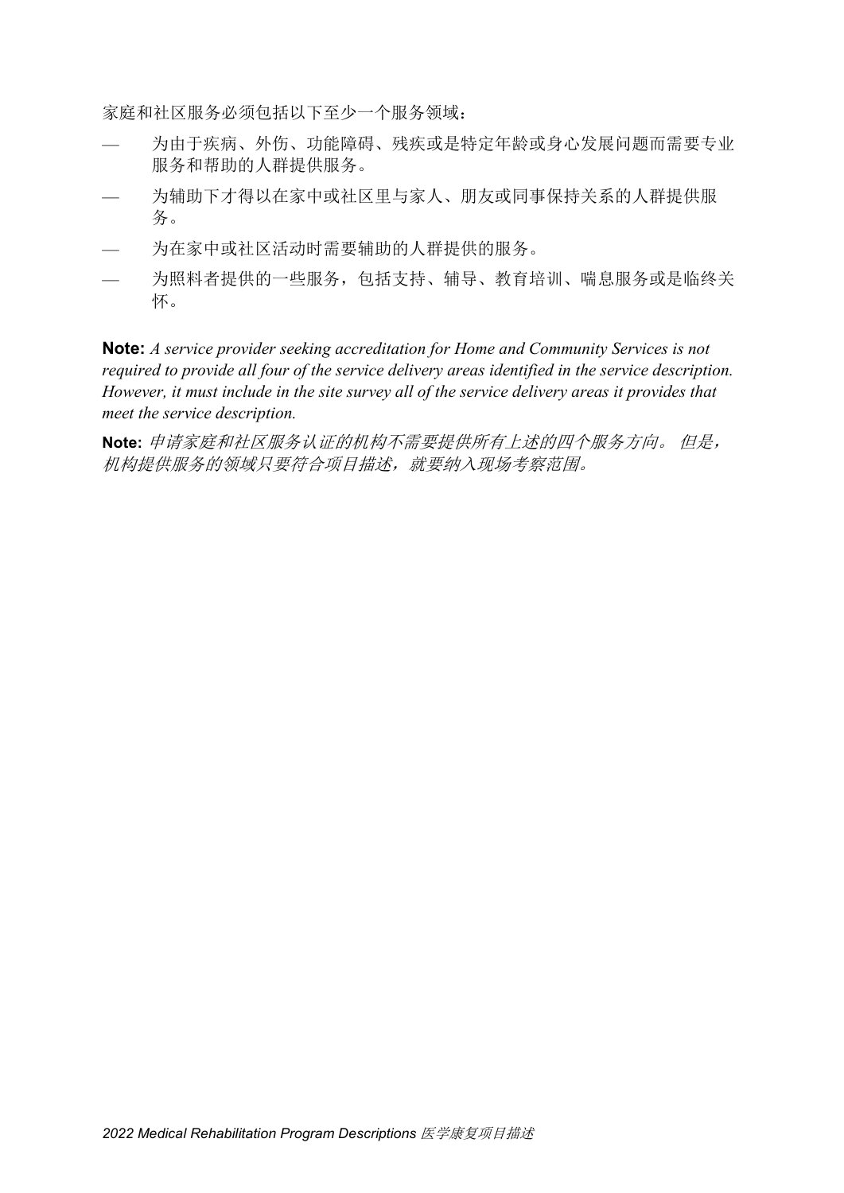家庭和社区服务必须包括以下至少一个服务领域：

— 为由于疾病、外伤、功能障碍、残疾或是特定年龄或身心发展问题而需要专业服务和帮助的人群提供服务。

— 为辅助下才得以在家中或社区里与家人、朋友或同事保持关系的人群提供服务。

— 为在家中或社区活动时需要辅助的人群提供的服务。

— 为照料者提供的一些服务，包括支持、辅导、教育培训、喘息服务或是临终关怀。

**Note:** *A service provider seeking accreditation for Home and Community Services is not required to provide all four of the service delivery areas identified in the service description. However, it must include in the site survey all of the service delivery areas it provides that meet the service description.*

**Note:** *申请家庭和社区服务认证的机构不需要提供所有上述的四个服务方向。 但是，机构提供服务的领域只要符合项目描述，就要纳入现场考察范围。*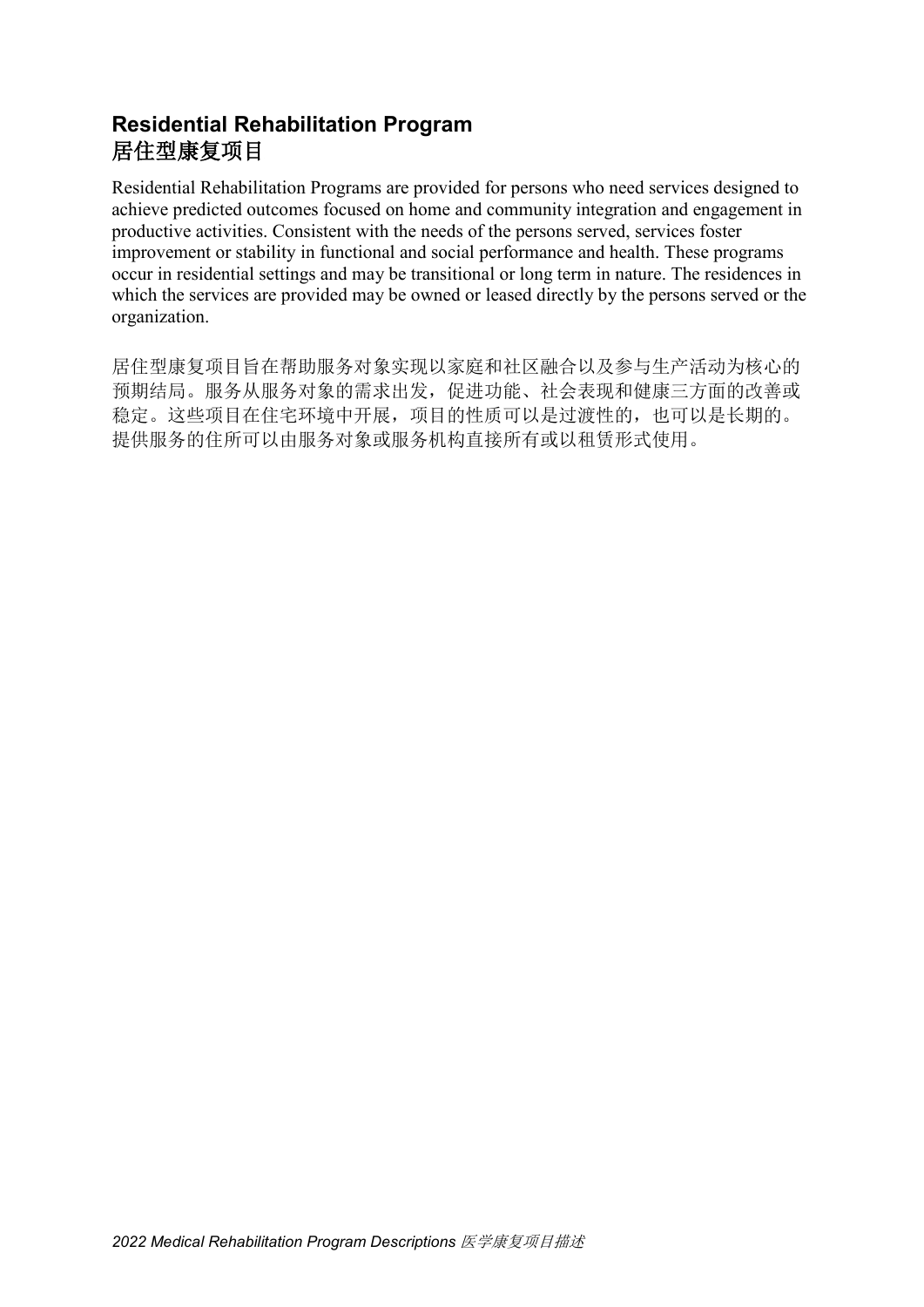## Residential Rehabilitation Program
## 居住型康复项目

Residential Rehabilitation Programs are provided for persons who need services designed to achieve predicted outcomes focused on home and community integration and engagement in productive activities. Consistent with the needs of the persons served, services foster improvement or stability in functional and social performance and health. These programs occur in residential settings and may be transitional or long term in nature. The residences in which the services are provided may be owned or leased directly by the persons served or the organization.

居住型康复项目旨在帮助服务对象实现以家庭和社区融合以及参与生产活动为核心的预期结局。服务从服务对象的需求出发，促进功能、社会表现和健康三方面的改善或稳定。这些项目在住宅环境中开展，项目的性质可以是过渡性的，也可以是长期的。提供服务的住所可以由服务对象或服务机构直接所有或以租赁形式使用。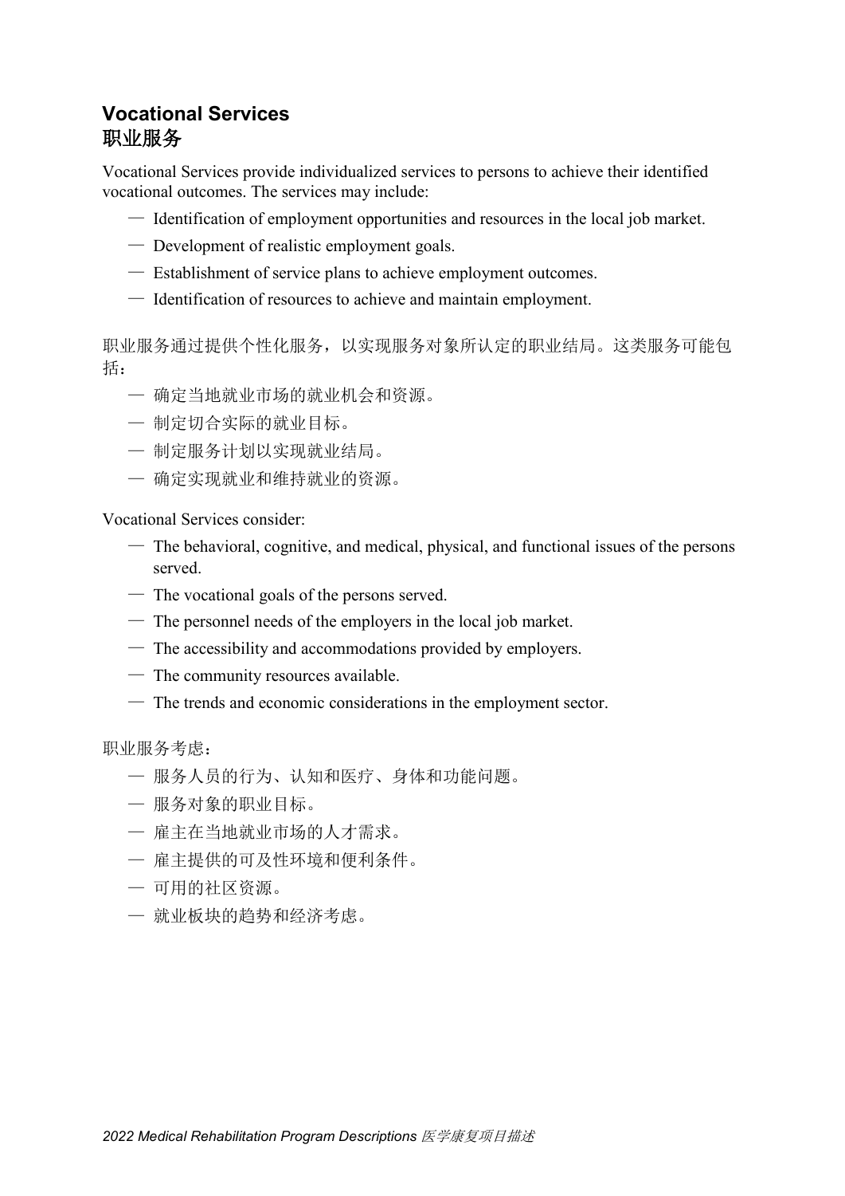## Vocational Services
## 职业服务

Vocational Services provide individualized services to persons to achieve their identified vocational outcomes. The services may include:

- Identification of employment opportunities and resources in the local job market.
- Development of realistic employment goals.
- Establishment of service plans to achieve employment outcomes.
- Identification of resources to achieve and maintain employment.

职业服务通过提供个性化服务，以实现服务对象所认定的职业结局。这类服务可能包括：

- 确定当地就业市场的就业机会和资源。
- 制定切合实际的就业目标。
- 制定服务计划以实现就业结局。
- 确定实现就业和维持就业的资源。

Vocational Services consider:

- The behavioral, cognitive, and medical, physical, and functional issues of the persons served.
- The vocational goals of the persons served.
- The personnel needs of the employers in the local job market.
- The accessibility and accommodations provided by employers.
- The community resources available.
- The trends and economic considerations in the employment sector.

职业服务考虑：

- 服务人员的行为、认知和医疗、身体和功能问题。
- 服务对象的职业目标。
- 雇主在当地就业市场的人才需求。
- 雇主提供的可及性环境和便利条件。
- 可用的社区资源。
- 就业板块的趋势和经济考虑。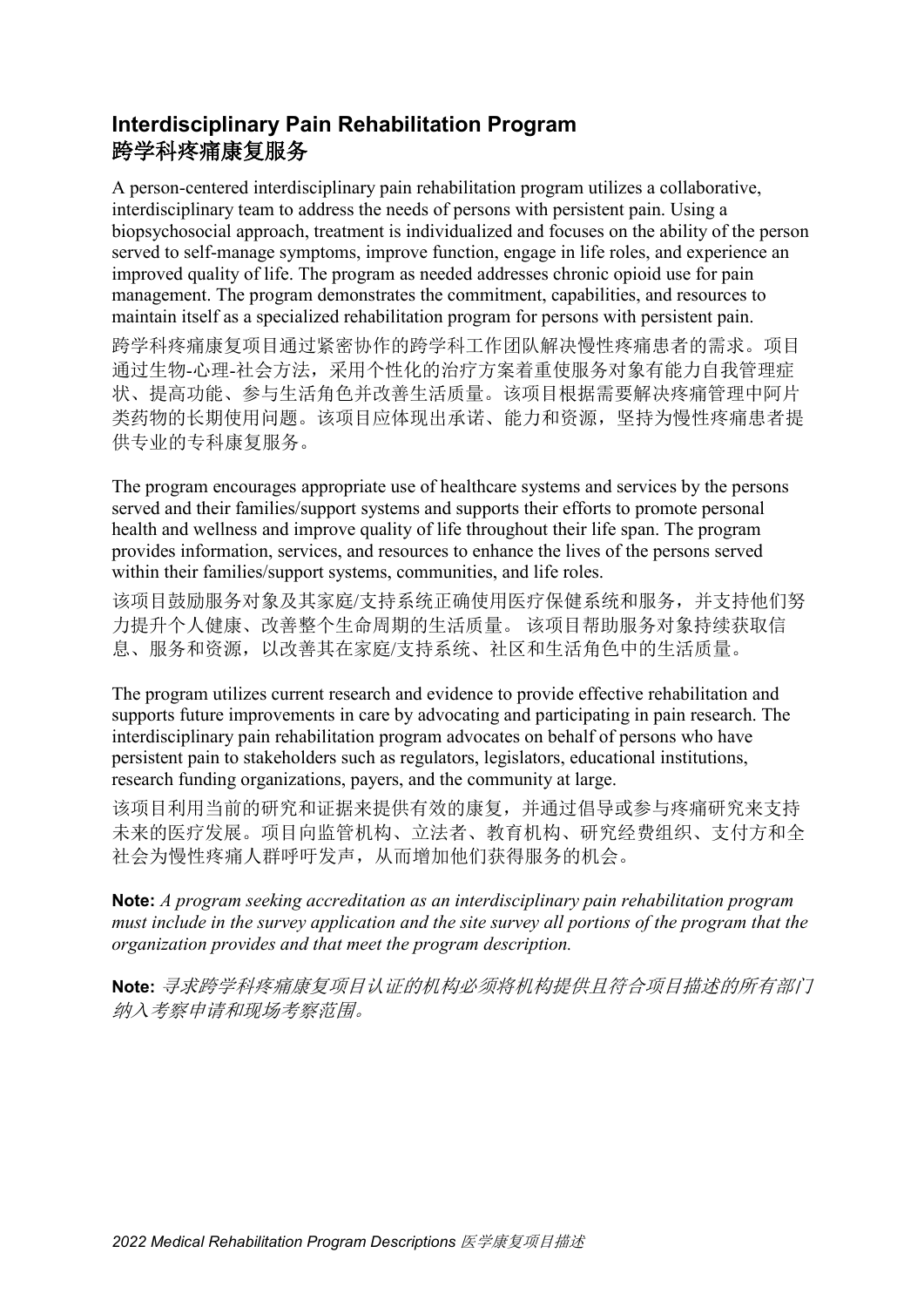## Interdisciplinary Pain Rehabilitation Program
## 跨学科疼痛康复服务

A person-centered interdisciplinary pain rehabilitation program utilizes a collaborative, interdisciplinary team to address the needs of persons with persistent pain. Using a biopsychosocial approach, treatment is individualized and focuses on the ability of the person served to self-manage symptoms, improve function, engage in life roles, and experience an improved quality of life. The program as needed addresses chronic opioid use for pain management. The program demonstrates the commitment, capabilities, and resources to maintain itself as a specialized rehabilitation program for persons with persistent pain.

跨学科疼痛康复项目通过紧密协作的跨学科工作团队解决慢性疼痛患者的需求。项目通过生物-心理-社会方法，采用个性化的治疗方案着重使服务对象有能力自我管理症状、提高功能、参与生活角色并改善生活质量。该项目根据需要解决疼痛管理中阿片类药物的长期使用问题。该项目应体现出承诺、能力和资源，坚持为慢性疼痛患者提供专业的专科康复服务。

The program encourages appropriate use of healthcare systems and services by the persons served and their families/support systems and supports their efforts to promote personal health and wellness and improve quality of life throughout their life span. The program provides information, services, and resources to enhance the lives of the persons served within their families/support systems, communities, and life roles.

该项目鼓励服务对象及其家庭/支持系统正确使用医疗保健系统和服务，并支持他们努力提升个人健康、改善整个生命周期的生活质量。 该项目帮助服务对象持续获取信息、服务和资源，以改善其在家庭/支持系统、社区和生活角色中的生活质量。

The program utilizes current research and evidence to provide effective rehabilitation and supports future improvements in care by advocating and participating in pain research. The interdisciplinary pain rehabilitation program advocates on behalf of persons who have persistent pain to stakeholders such as regulators, legislators, educational institutions, research funding organizations, payers, and the community at large.

该项目利用当前的研究和证据来提供有效的康复，并通过倡导或参与疼痛研究来支持未来的医疗发展。项目向监管机构、立法者、教育机构、研究经费组织、支付方和全社会为慢性疼痛人群呼吁发声，从而增加他们获得服务的机会。

**Note:** *A program seeking accreditation as an interdisciplinary pain rehabilitation program must include in the survey application and the site survey all portions of the program that the organization provides and that meet the program description.*

**Note:** *寻求跨学科疼痛康复项目认证的机构必须将机构提供且符合项目描述的所有部门纳入考察申请和现场考察范围。*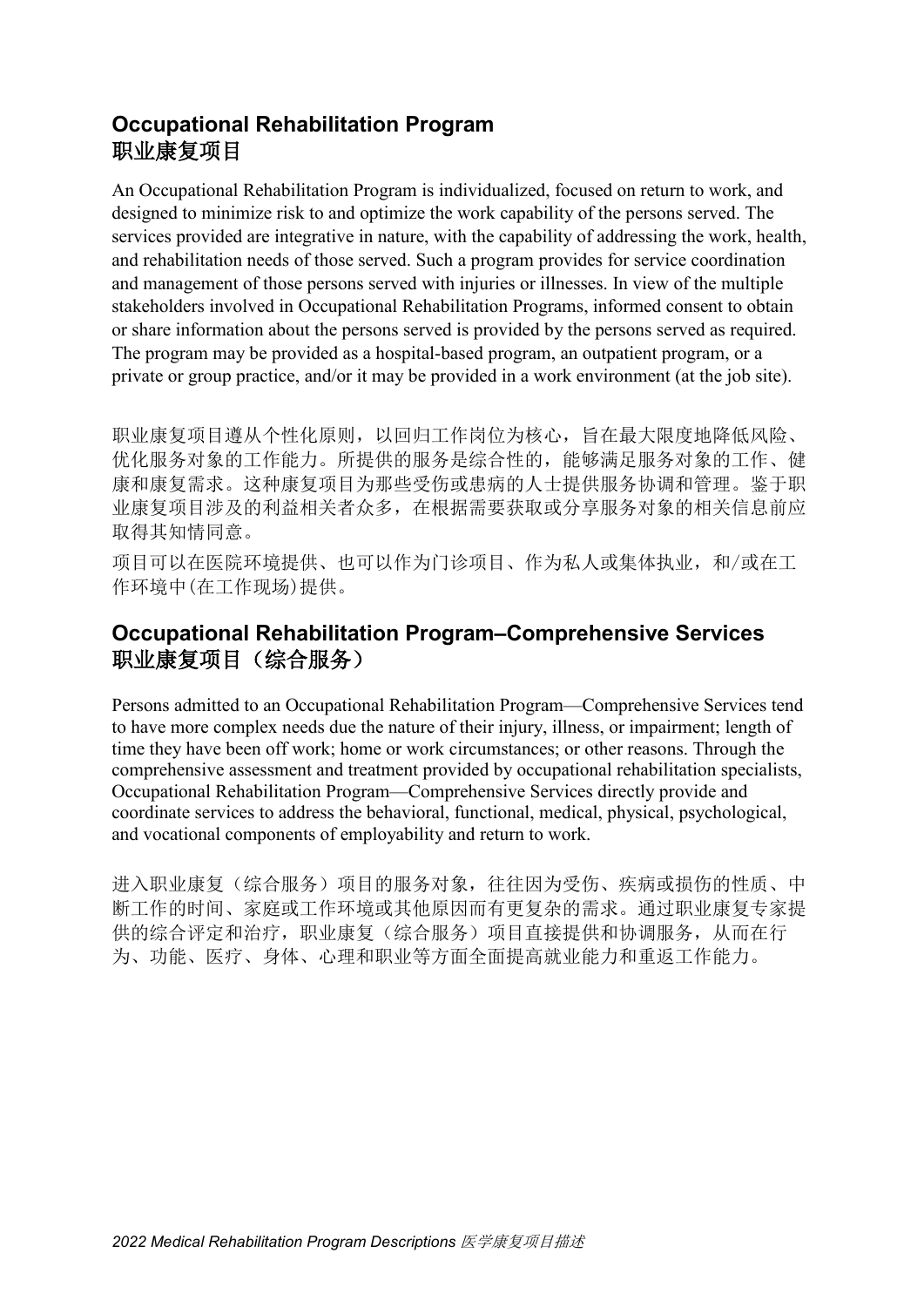## Occupational Rehabilitation Program
## 职业康复项目

An Occupational Rehabilitation Program is individualized, focused on return to work, and designed to minimize risk to and optimize the work capability of the persons served. The services provided are integrative in nature, with the capability of addressing the work, health, and rehabilitation needs of those served. Such a program provides for service coordination and management of those persons served with injuries or illnesses. In view of the multiple stakeholders involved in Occupational Rehabilitation Programs, informed consent to obtain or share information about the persons served is provided by the persons served as required. The program may be provided as a hospital-based program, an outpatient program, or a private or group practice, and/or it may be provided in a work environment (at the job site).

职业康复项目遵从个性化原则，以回归工作岗位为核心，旨在最大限度地降低风险、优化服务对象的工作能力。所提供的服务是综合性的，能够满足服务对象的工作、健康和康复需求。这种康复项目为那些受伤或患病的人士提供服务协调和管理。鉴于职业康复项目涉及的利益相关者众多，在根据需要获取或分享服务对象的相关信息前应取得其知情同意。

项目可以在医院环境提供、也可以作为门诊项目、作为私人或集体执业，和/或在工作环境中(在工作现场)提供。

## Occupational Rehabilitation Program–Comprehensive Services
## 职业康复项目（综合服务）

Persons admitted to an Occupational Rehabilitation Program—Comprehensive Services tend to have more complex needs due the nature of their injury, illness, or impairment; length of time they have been off work; home or work circumstances; or other reasons. Through the comprehensive assessment and treatment provided by occupational rehabilitation specialists, Occupational Rehabilitation Program—Comprehensive Services directly provide and coordinate services to address the behavioral, functional, medical, physical, psychological, and vocational components of employability and return to work.

进入职业康复（综合服务）项目的服务对象，往往因为受伤、疾病或损伤的性质、中断工作的时间、家庭或工作环境或其他原因而有更复杂的需求。通过职业康复专家提供的综合评定和治疗，职业康复（综合服务）项目直接提供和协调服务，从而在行为、功能、医疗、身体、心理和职业等方面全面提高就业能力和重返工作能力。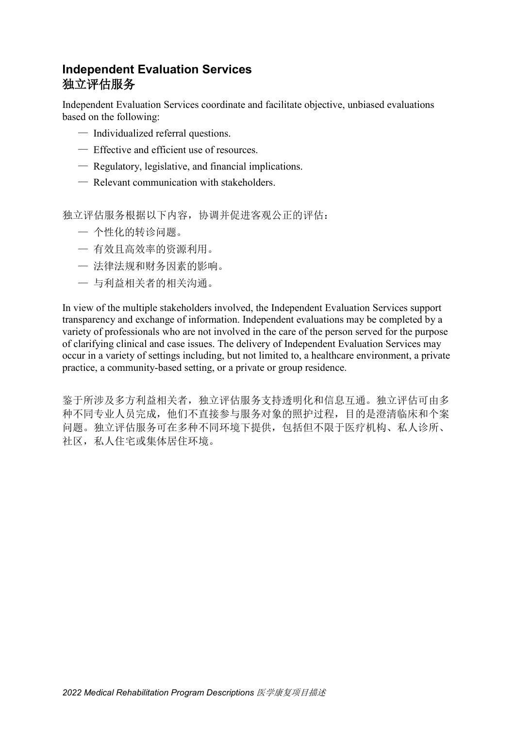## Independent Evaluation Services
## 独立评估服务

Independent Evaluation Services coordinate and facilitate objective, unbiased evaluations based on the following:

— Individualized referral questions.

— Effective and efficient use of resources.

— Regulatory, legislative, and financial implications.

— Relevant communication with stakeholders.

独立评估服务根据以下内容，协调并促进客观公正的评估：

— 个性化的转诊问题。

— 有效且高效率的资源利用。

— 法律法规和财务因素的影响。

— 与利益相关者的相关沟通。

In view of the multiple stakeholders involved, the Independent Evaluation Services support transparency and exchange of information. Independent evaluations may be completed by a variety of professionals who are not involved in the care of the person served for the purpose of clarifying clinical and case issues. The delivery of Independent Evaluation Services may occur in a variety of settings including, but not limited to, a healthcare environment, a private practice, a community-based setting, or a private or group residence.

鉴于所涉及多方利益相关者，独立评估服务支持透明化和信息互通。独立评估可由多种不同专业人员完成，他们不直接参与服务对象的照护过程，目的是澄清临床和个案问题。独立评估服务可在多种不同环境下提供，包括但不限于医疗机构、私人诊所、社区，私人住宅或集体居住环境。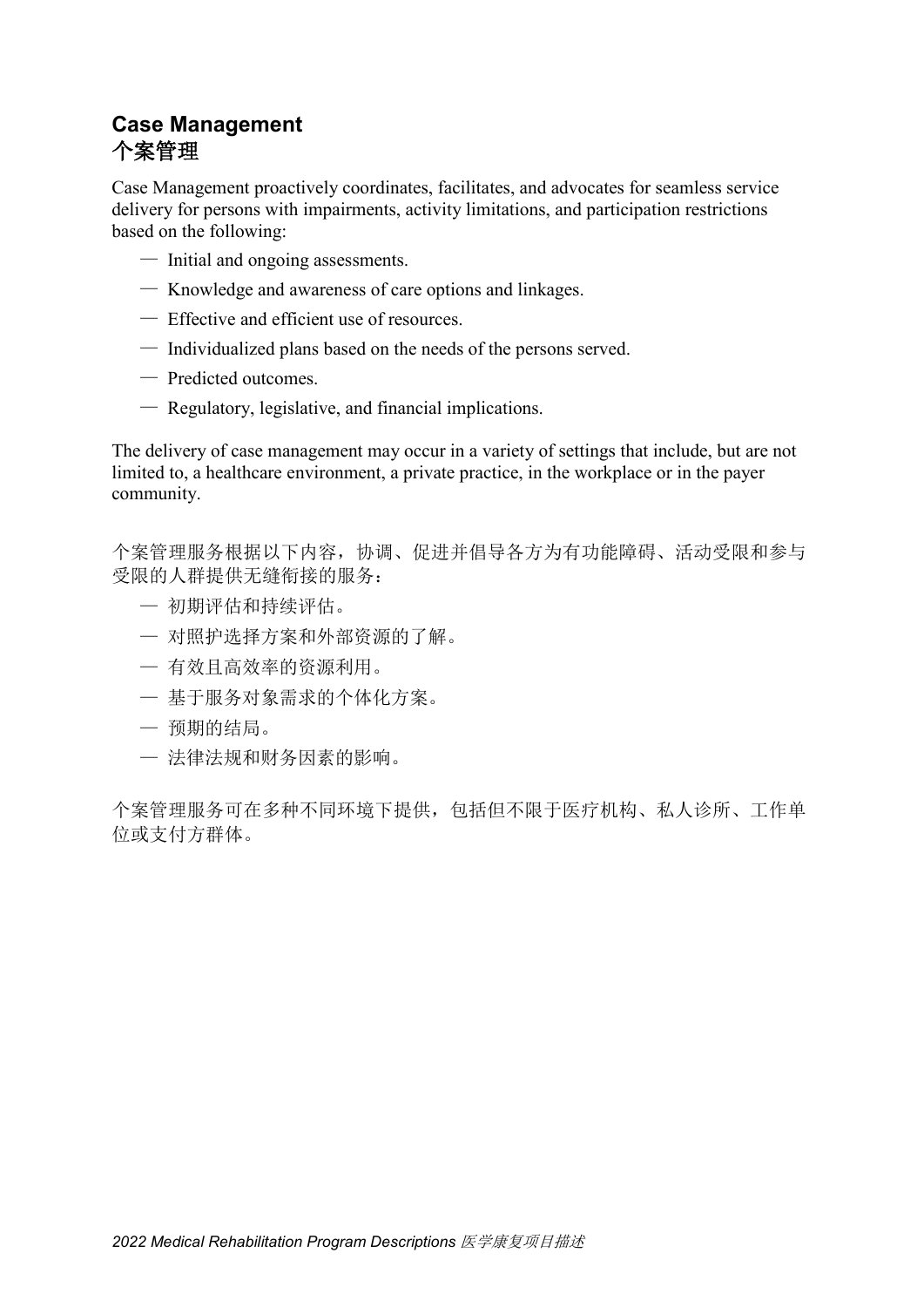## Case Management
## 个案管理

Case Management proactively coordinates, facilitates, and advocates for seamless service delivery for persons with impairments, activity limitations, and participation restrictions based on the following:

- Initial and ongoing assessments.
- Knowledge and awareness of care options and linkages.
- Effective and efficient use of resources.
- Individualized plans based on the needs of the persons served.
- Predicted outcomes.
- Regulatory, legislative, and financial implications.

The delivery of case management may occur in a variety of settings that include, but are not limited to, a healthcare environment, a private practice, in the workplace or in the payer community.

个案管理服务根据以下内容，协调、促进并倡导各方为有功能障碍、活动受限和参与受限的人群提供无缝衔接的服务：

- 初期评估和持续评估。
- 对照护选择方案和外部资源的了解。
- 有效且高效率的资源利用。
- 基于服务对象需求的个体化方案。
- 预期的结局。
- 法律法规和财务因素的影响。

个案管理服务可在多种不同环境下提供，包括但不限于医疗机构、私人诊所、工作单位或支付方群体。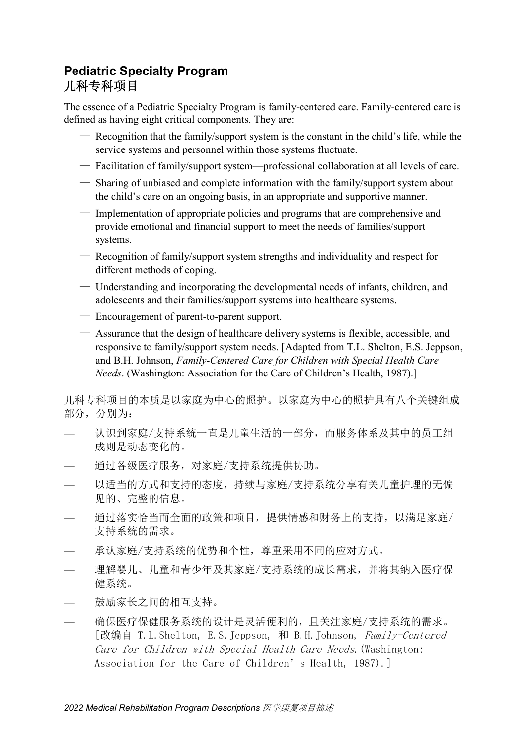## Pediatric Specialty Program
## 儿科专科项目

The essence of a Pediatric Specialty Program is family-centered care. Family-centered care is defined as having eight critical components. They are:

- Recognition that the family/support system is the constant in the child's life, while the service systems and personnel within those systems fluctuate.
- Facilitation of family/support system—professional collaboration at all levels of care.
- Sharing of unbiased and complete information with the family/support system about the child's care on an ongoing basis, in an appropriate and supportive manner.
- Implementation of appropriate policies and programs that are comprehensive and provide emotional and financial support to meet the needs of families/support systems.
- Recognition of family/support system strengths and individuality and respect for different methods of coping.
- Understanding and incorporating the developmental needs of infants, children, and adolescents and their families/support systems into healthcare systems.
- Encouragement of parent-to-parent support.
- Assurance that the design of healthcare delivery systems is flexible, accessible, and responsive to family/support system needs. [Adapted from T.L. Shelton, E.S. Jeppson, and B.H. Johnson, *Family-Centered Care for Children with Special Health Care Needs*. (Washington: Association for the Care of Children's Health, 1987).]

儿科专科项目的本质是以家庭为中心的照护。以家庭为中心的照护具有八个关键组成部分，分别为：

- 认识到家庭/支持系统一直是儿童生活的一部分，而服务体系及其中的员工组成则是动态变化的。
- 通过各级医疗服务，对家庭/支持系统提供协助。
- 以适当的方式和支持的态度，持续与家庭/支持系统分享有关儿童护理的无偏见的、完整的信息。
- 通过落实恰当而全面的政策和项目，提供情感和财务上的支持，以满足家庭/支持系统的需求。
- 承认家庭/支持系统的优势和个性，尊重采用不同的应对方式。
- 理解婴儿、儿童和青少年及其家庭/支持系统的成长需求，并将其纳入医疗保健系统。
- 鼓励家长之间的相互支持。
- 确保医疗保健服务系统的设计是灵活便利的，且关注家庭/支持系统的需求。[改编自 T.L.Shelton, E.S.Jeppson, 和 B.H.Johnson, *Family-Centered Care for Children with Special Health Care Needs*.(Washington: Association for the Care of Children's Health, 1987).]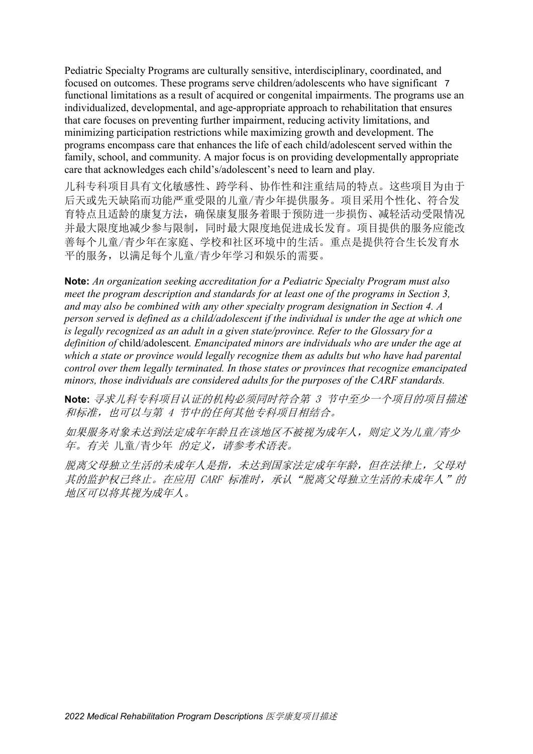Pediatric Specialty Programs are culturally sensitive, interdisciplinary, coordinated, and focused on outcomes. These programs serve children/adolescents who have significant [7] functional limitations as a result of acquired or congenital impairments. The programs use an individualized, developmental, and age-appropriate approach to rehabilitation that ensures that care focuses on preventing further impairment, reducing activity limitations, and minimizing participation restrictions while maximizing growth and development. The programs encompass care that enhances the life of each child/adolescent served within the family, school, and community. A major focus is on providing developmentally appropriate care that acknowledges each child's/adolescent's need to learn and play.

儿科专科项目具有文化敏感性、跨学科、协作性和注重结局的特点。这些项目为由于后天或先天缺陷而功能严重受限的儿童/青少年提供服务。项目采用个性化、符合发育特点且适龄的康复方法，确保康复服务着眼于预防进一步损伤、减轻活动受限情况并最大限度地减少参与限制，同时最大限度地促进成长发育。项目提供的服务应能改善每个儿童/青少年在家庭、学校和社区环境中的生活。重点是提供符合生长发育水平的服务，以满足每个儿童/青少年学习和娱乐的需要。

**Note:** *An organization seeking accreditation for a Pediatric Specialty Program must also meet the program description and standards for at least one of the programs in Section 3, and may also be combined with any other specialty program designation in Section 4. A person served is defined as a child/adolescent if the individual is under the age at which one is legally recognized as an adult in a given state/province. Refer to the Glossary for a definition of* child/adolescent*. Emancipated minors are individuals who are under the age at which a state or province would legally recognize them as adults but who have had parental control over them legally terminated. In those states or provinces that recognize emancipated minors, those individuals are considered adults for the purposes of the CARF standards.*

**Note:** *寻求儿科专科项目认证的机构必须同时符合第 3 节中至少一个项目的项目描述和标准，也可以与第 4 节中的任何其他专科项目相结合。*

*如果服务对象未达到法定成年年龄且在该地区不被视为成年人，则定义为儿童/青少年。有关* 儿童/青少年 *的定义，请参考术语表。*

*脱离父母独立生活的未成年人是指，未达到国家法定成年年龄，但在法律上，父母对其的监护权已终止。在应用 CARF 标准时，承认"脱离父母独立生活的未成年人"的地区可以将其视为成年人。*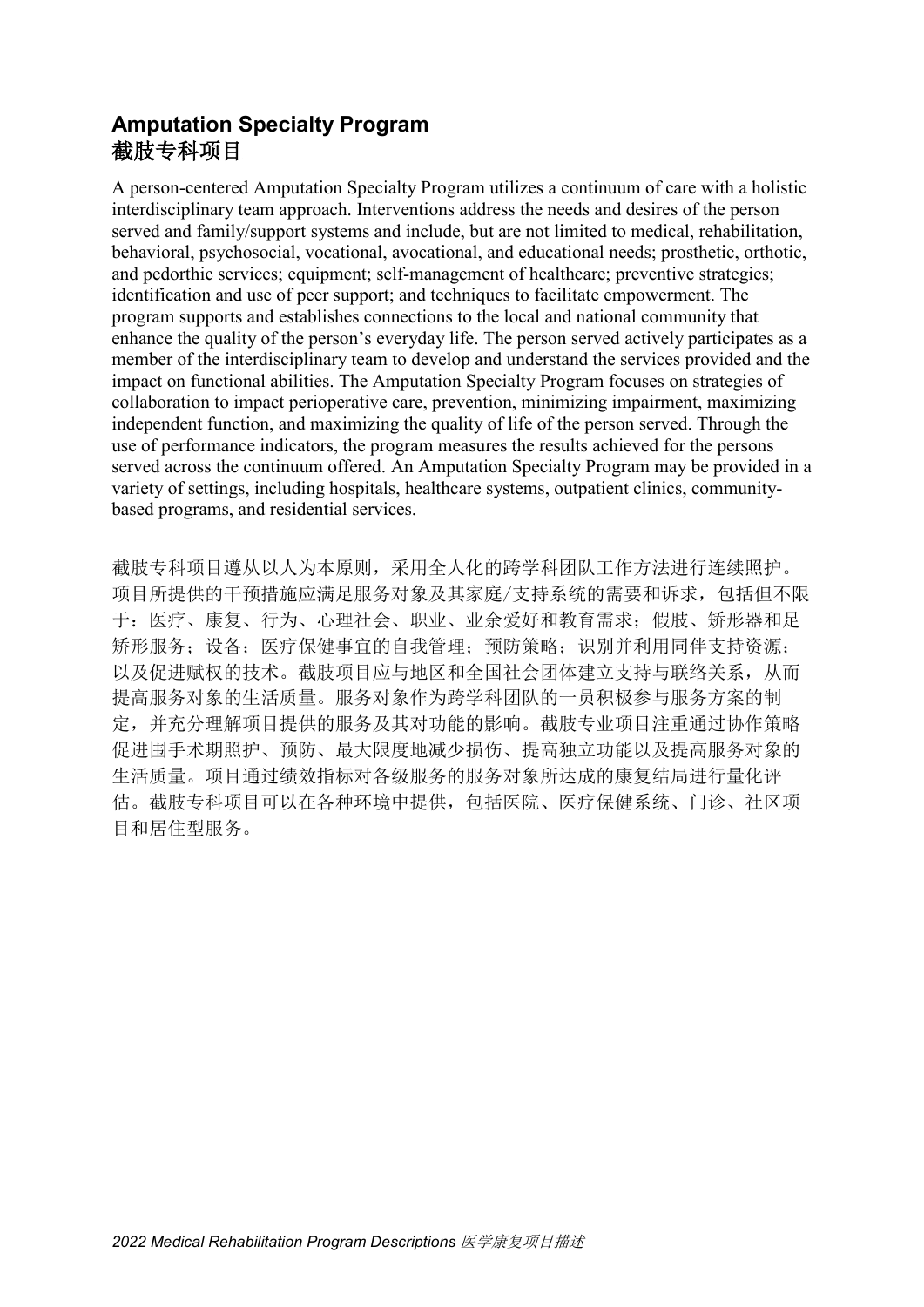## Amputation Specialty Program
## 截肢专科项目

A person-centered Amputation Specialty Program utilizes a continuum of care with a holistic interdisciplinary team approach. Interventions address the needs and desires of the person served and family/support systems and include, but are not limited to medical, rehabilitation, behavioral, psychosocial, vocational, avocational, and educational needs; prosthetic, orthotic, and pedorthic services; equipment; self-management of healthcare; preventive strategies; identification and use of peer support; and techniques to facilitate empowerment. The program supports and establishes connections to the local and national community that enhance the quality of the person's everyday life. The person served actively participates as a member of the interdisciplinary team to develop and understand the services provided and the impact on functional abilities. The Amputation Specialty Program focuses on strategies of collaboration to impact perioperative care, prevention, minimizing impairment, maximizing independent function, and maximizing the quality of life of the person served. Through the use of performance indicators, the program measures the results achieved for the persons served across the continuum offered. An Amputation Specialty Program may be provided in a variety of settings, including hospitals, healthcare systems, outpatient clinics, community-based programs, and residential services.

截肢专科项目遵从以人为本原则，采用全人化的跨学科团队工作方法进行连续照护。项目所提供的干预措施应满足服务对象及其家庭/支持系统的需要和诉求，包括但不限于：医疗、康复、行为、心理社会、职业、业余爱好和教育需求；假肢、矫形器和足矫形服务；设备；医疗保健事宜的自我管理；预防策略；识别并利用同伴支持资源；以及促进赋权的技术。截肢项目应与地区和全国社会团体建立支持与联络关系，从而提高服务对象的生活质量。服务对象作为跨学科团队的一员积极参与服务方案的制定，并充分理解项目提供的服务及其对功能的影响。截肢专业项目注重通过协作策略促进围手术期照护、预防、最大限度地减少损伤、提高独立功能以及提高服务对象的生活质量。项目通过绩效指标对各级服务的服务对象所达成的康复结局进行量化评估。截肢专科项目可以在各种环境中提供，包括医院、医疗保健系统、门诊、社区项目和居住型服务。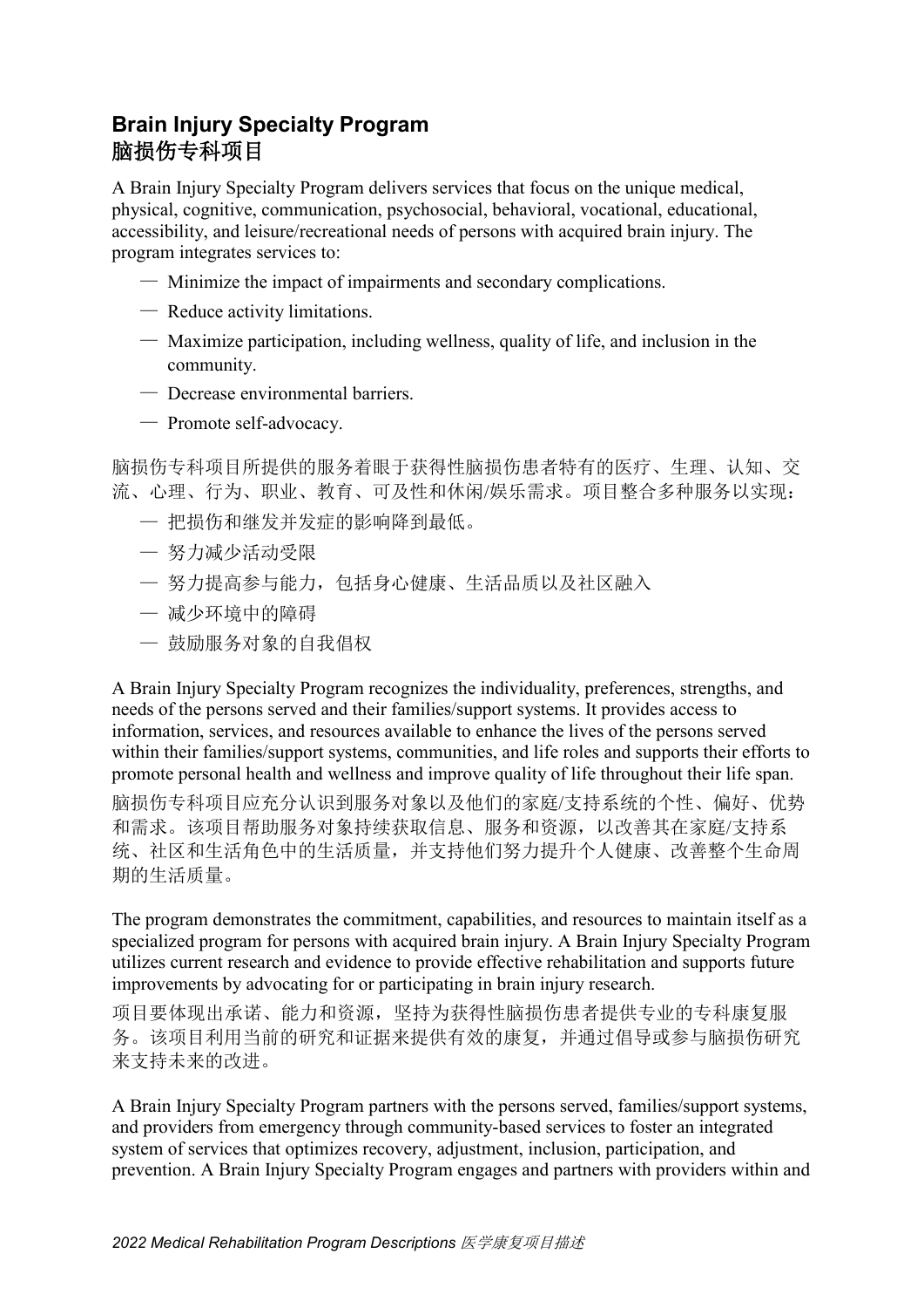## Brain Injury Specialty Program
## 脑损伤专科项目

A Brain Injury Specialty Program delivers services that focus on the unique medical, physical, cognitive, communication, psychosocial, behavioral, vocational, educational, accessibility, and leisure/recreational needs of persons with acquired brain injury. The program integrates services to:

— Minimize the impact of impairments and secondary complications.

— Reduce activity limitations.

— Maximize participation, including wellness, quality of life, and inclusion in the community.

— Decrease environmental barriers.

— Promote self-advocacy.

脑损伤专科项目所提供的服务着眼于获得性脑损伤患者特有的医疗、生理、认知、交流、心理、行为、职业、教育、可及性和休闲/娱乐需求。项目整合多种服务以实现：

— 把损伤和继发并发症的影响降到最低。

— 努力减少活动受限

— 努力提高参与能力，包括身心健康、生活品质以及社区融入

— 减少环境中的障碍

— 鼓励服务对象的自我倡权

A Brain Injury Specialty Program recognizes the individuality, preferences, strengths, and needs of the persons served and their families/support systems. It provides access to information, services, and resources available to enhance the lives of the persons served within their families/support systems, communities, and life roles and supports their efforts to promote personal health and wellness and improve quality of life throughout their life span.

脑损伤专科项目应充分认识到服务对象以及他们的家庭/支持系统的个性、偏好、优势和需求。该项目帮助服务对象持续获取信息、服务和资源，以改善其在家庭/支持系统、社区和生活角色中的生活质量，并支持他们努力提升个人健康、改善整个生命周期的生活质量。

The program demonstrates the commitment, capabilities, and resources to maintain itself as a specialized program for persons with acquired brain injury. A Brain Injury Specialty Program utilizes current research and evidence to provide effective rehabilitation and supports future improvements by advocating for or participating in brain injury research.

项目要体现出承诺、能力和资源，坚持为获得性脑损伤患者提供专业的专科康复服务。该项目利用当前的研究和证据来提供有效的康复，并通过倡导或参与脑损伤研究来支持未来的改进。

A Brain Injury Specialty Program partners with the persons served, families/support systems, and providers from emergency through community-based services to foster an integrated system of services that optimizes recovery, adjustment, inclusion, participation, and prevention. A Brain Injury Specialty Program engages and partners with providers within and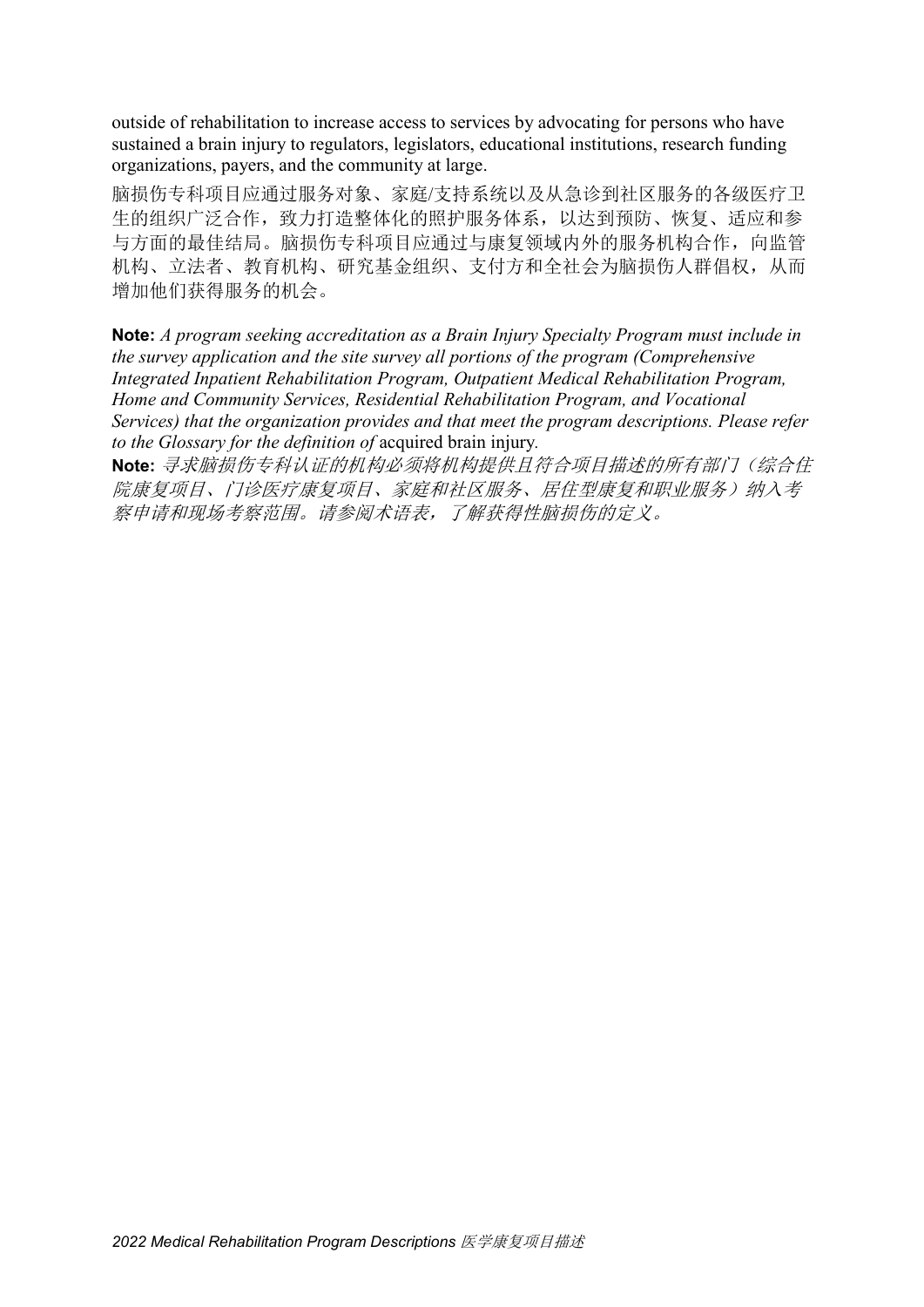outside of rehabilitation to increase access to services by advocating for persons who have sustained a brain injury to regulators, legislators, educational institutions, research funding organizations, payers, and the community at large.

脑损伤专科项目应通过服务对象、家庭/支持系统以及从急诊到社区服务的各级医疗卫生的组织广泛合作，致力打造整体化的照护服务体系，以达到预防、恢复、适应和参与方面的最佳结局。脑损伤专科项目应通过与康复领域内外的服务机构合作，向监管机构、立法者、教育机构、研究基金组织、支付方和全社会为脑损伤人群倡权，从而增加他们获得服务的机会。

**Note:** *A program seeking accreditation as a Brain Injury Specialty Program must include in the survey application and the site survey all portions of the program (Comprehensive Integrated Inpatient Rehabilitation Program, Outpatient Medical Rehabilitation Program, Home and Community Services, Residential Rehabilitation Program, and Vocational Services) that the organization provides and that meet the program descriptions. Please refer to the Glossary for the definition of* acquired brain injury.

**Note:** *寻求脑损伤专科认证的机构必须将机构提供且符合项目描述的所有部门（综合住院康复项目、门诊医疗康复项目、家庭和社区服务、居住型康复和职业服务）纳入考察申请和现场考察范围。请参阅术语表，了解获得性脑损伤的定义。*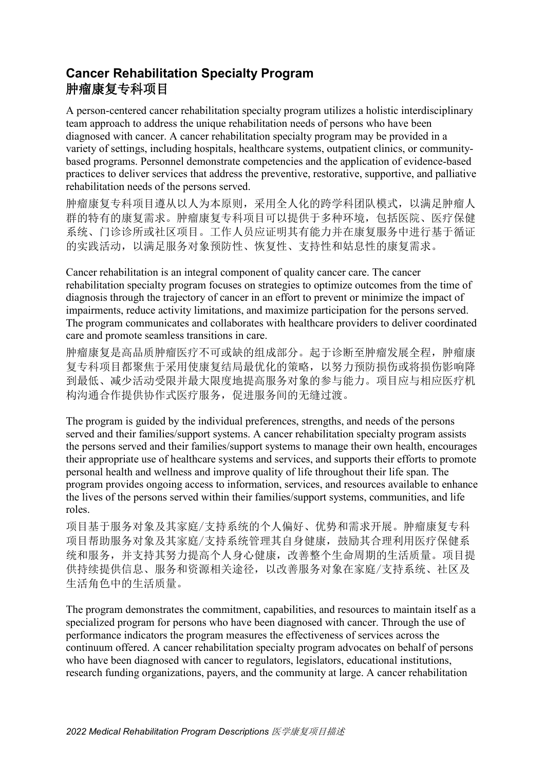## Cancer Rehabilitation Specialty Program
## 肿瘤康复专科项目

A person-centered cancer rehabilitation specialty program utilizes a holistic interdisciplinary team approach to address the unique rehabilitation needs of persons who have been diagnosed with cancer. A cancer rehabilitation specialty program may be provided in a variety of settings, including hospitals, healthcare systems, outpatient clinics, or community-based programs. Personnel demonstrate competencies and the application of evidence-based practices to deliver services that address the preventive, restorative, supportive, and palliative rehabilitation needs of the persons served.

肿瘤康复专科项目遵从以人为本原则，采用全人化的跨学科团队模式，以满足肿瘤人群的特有的康复需求。肿瘤康复专科项目可以提供于多种环境，包括医院、医疗保健系统、门诊诊所或社区项目。工作人员应证明其有能力并在康复服务中进行基于循证的实践活动，以满足服务对象预防性、恢复性、支持性和姑息性的康复需求。

Cancer rehabilitation is an integral component of quality cancer care. The cancer rehabilitation specialty program focuses on strategies to optimize outcomes from the time of diagnosis through the trajectory of cancer in an effort to prevent or minimize the impact of impairments, reduce activity limitations, and maximize participation for the persons served. The program communicates and collaborates with healthcare providers to deliver coordinated care and promote seamless transitions in care.

肿瘤康复是高品质肿瘤医疗不可或缺的组成部分。起于诊断至肿瘤发展全程，肿瘤康复专科项目都聚焦于采用使康复结局最优化的策略，以努力预防损伤或将损伤影响降到最低、减少活动受限并最大限度地提高服务对象的参与能力。项目应与相应医疗机构沟通合作提供协作式医疗服务，促进服务间的无缝过渡。

The program is guided by the individual preferences, strengths, and needs of the persons served and their families/support systems. A cancer rehabilitation specialty program assists the persons served and their families/support systems to manage their own health, encourages their appropriate use of healthcare systems and services, and supports their efforts to promote personal health and wellness and improve quality of life throughout their life span. The program provides ongoing access to information, services, and resources available to enhance the lives of the persons served within their families/support systems, communities, and life roles.

项目基于服务对象及其家庭/支持系统的个人偏好、优势和需求开展。肿瘤康复专科项目帮助服务对象及其家庭/支持系统管理其自身健康，鼓励其合理利用医疗保健系统和服务，并支持其努力提高个人身心健康，改善整个生命周期的生活质量。项目提供持续提供信息、服务和资源相关途径，以改善服务对象在家庭/支持系统、社区及生活角色中的生活质量。

The program demonstrates the commitment, capabilities, and resources to maintain itself as a specialized program for persons who have been diagnosed with cancer. Through the use of performance indicators the program measures the effectiveness of services across the continuum offered. A cancer rehabilitation specialty program advocates on behalf of persons who have been diagnosed with cancer to regulators, legislators, educational institutions, research funding organizations, payers, and the community at large. A cancer rehabilitation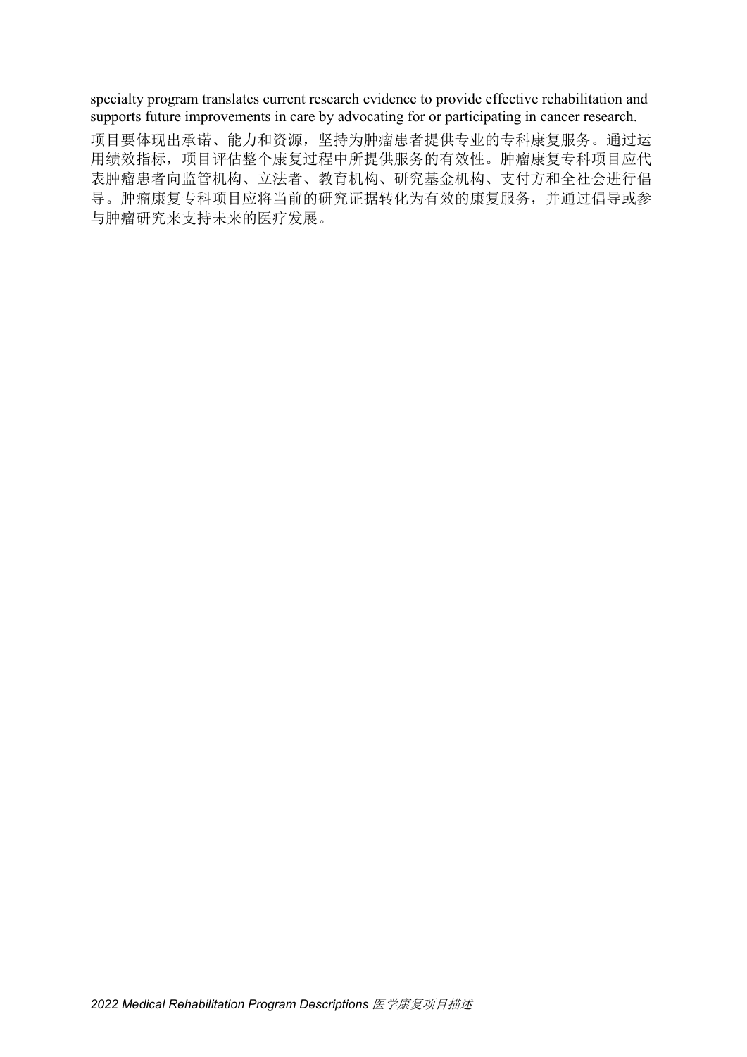specialty program translates current research evidence to provide effective rehabilitation and supports future improvements in care by advocating for or participating in cancer research.

项目要体现出承诺、能力和资源，坚持为肿瘤患者提供专业的专科康复服务。通过运用绩效指标，项目评估整个康复过程中所提供服务的有效性。肿瘤康复专科项目应代表肿瘤患者向监管机构、立法者、教育机构、研究基金机构、支付方和全社会进行倡导。肿瘤康复专科项目应将当前的研究证据转化为有效的康复服务，并通过倡导或参与肿瘤研究来支持未来的医疗发展。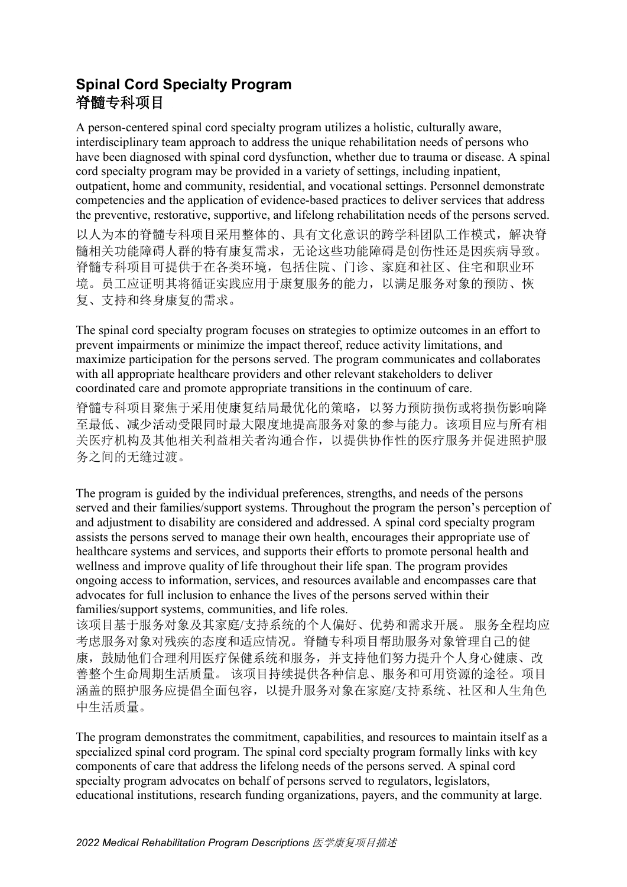## Spinal Cord Specialty Program
## 脊髓专科项目

A person-centered spinal cord specialty program utilizes a holistic, culturally aware, interdisciplinary team approach to address the unique rehabilitation needs of persons who have been diagnosed with spinal cord dysfunction, whether due to trauma or disease. A spinal cord specialty program may be provided in a variety of settings, including inpatient, outpatient, home and community, residential, and vocational settings. Personnel demonstrate competencies and the application of evidence-based practices to deliver services that address the preventive, restorative, supportive, and lifelong rehabilitation needs of the persons served.

以人为本的脊髓专科项目采用整体的、具有文化意识的跨学科团队工作模式，解决脊髓相关功能障碍人群的特有康复需求，无论这些功能障碍是创伤性还是因疾病导致。脊髓专科项目可提供于在各类环境，包括住院、门诊、家庭和社区、住宅和职业环境。员工应证明其将循证实践应用于康复服务的能力，以满足服务对象的预防、恢复、支持和终身康复的需求。

The spinal cord specialty program focuses on strategies to optimize outcomes in an effort to prevent impairments or minimize the impact thereof, reduce activity limitations, and maximize participation for the persons served. The program communicates and collaborates with all appropriate healthcare providers and other relevant stakeholders to deliver coordinated care and promote appropriate transitions in the continuum of care.

脊髓专科项目聚焦于采用使康复结局最优化的策略，以努力预防损伤或将损伤影响降至最低、减少活动受限同时最大限度地提高服务对象的参与能力。该项目应与所有相关医疗机构及其他相关利益相关者沟通合作，以提供协作性的医疗服务并促进照护服务之间的无缝过渡。

The program is guided by the individual preferences, strengths, and needs of the persons served and their families/support systems. Throughout the program the person's perception of and adjustment to disability are considered and addressed. A spinal cord specialty program assists the persons served to manage their own health, encourages their appropriate use of healthcare systems and services, and supports their efforts to promote personal health and wellness and improve quality of life throughout their life span. The program provides ongoing access to information, services, and resources available and encompasses care that advocates for full inclusion to enhance the lives of the persons served within their families/support systems, communities, and life roles.

该项目基于服务对象及其家庭/支持系统的个人偏好、优势和需求开展。 服务全程均应考虑服务对象对残疾的态度和适应情况。脊髓专科项目帮助服务对象管理自己的健康，鼓励他们合理利用医疗保健系统和服务，并支持他们努力提升个人身心健康、改善整个生命周期生活质量。 该项目持续提供各种信息、服务和可用资源的途径。项目涵盖的照护服务应提倡全面包容，以提升服务对象在家庭/支持系统、社区和人生角色中生活质量。

The program demonstrates the commitment, capabilities, and resources to maintain itself as a specialized spinal cord program. The spinal cord specialty program formally links with key components of care that address the lifelong needs of the persons served. A spinal cord specialty program advocates on behalf of persons served to regulators, legislators, educational institutions, research funding organizations, payers, and the community at large.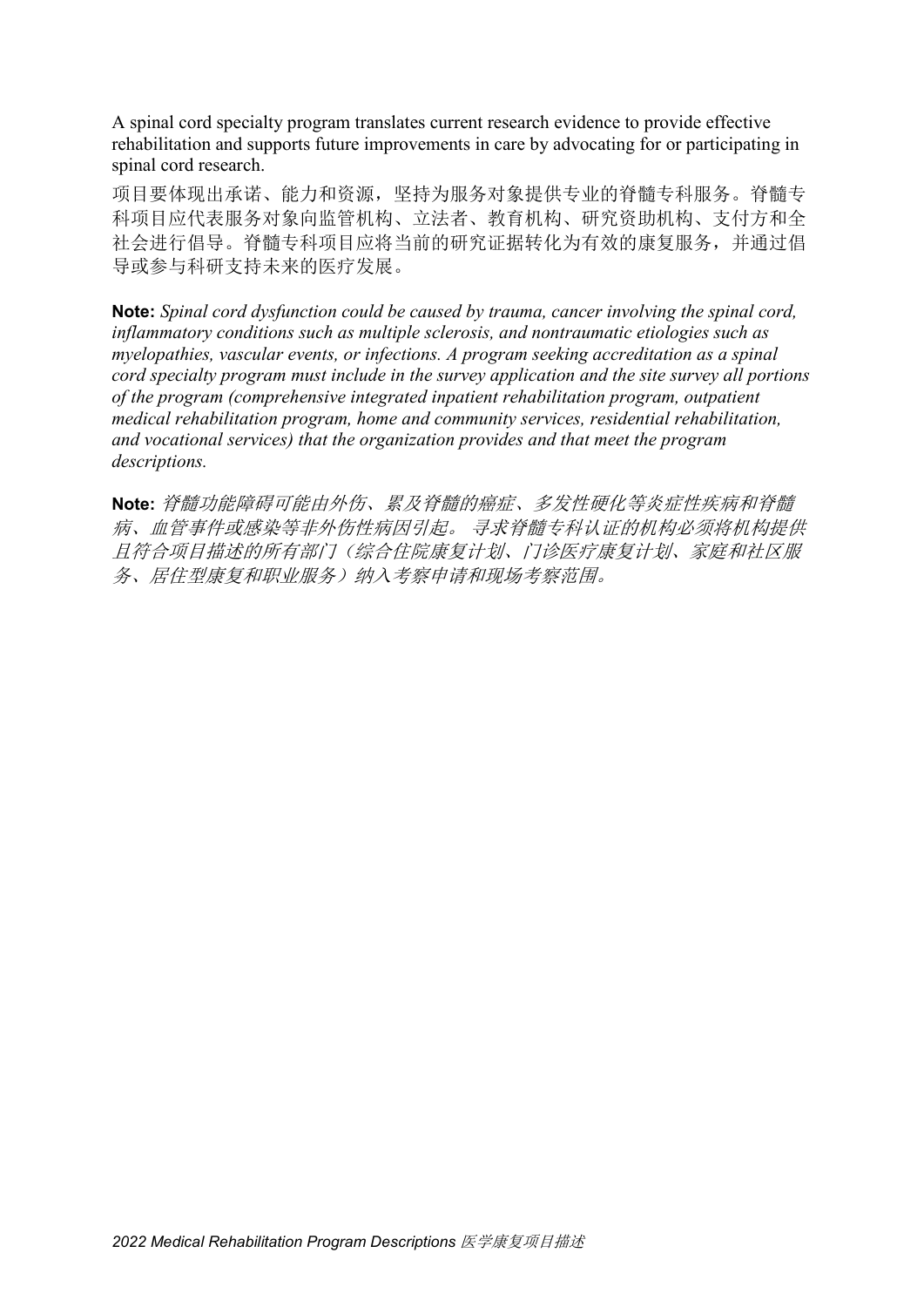A spinal cord specialty program translates current research evidence to provide effective rehabilitation and supports future improvements in care by advocating for or participating in spinal cord research.

项目要体现出承诺、能力和资源，坚持为服务对象提供专业的脊髓专科服务。脊髓专科项目应代表服务对象向监管机构、立法者、教育机构、研究资助机构、支付方和全社会进行倡导。脊髓专科项目应将当前的研究证据转化为有效的康复服务，并通过倡导或参与科研支持未来的医疗发展。

**Note:** *Spinal cord dysfunction could be caused by trauma, cancer involving the spinal cord, inflammatory conditions such as multiple sclerosis, and nontraumatic etiologies such as myelopathies, vascular events, or infections. A program seeking accreditation as a spinal cord specialty program must include in the survey application and the site survey all portions of the program (comprehensive integrated inpatient rehabilitation program, outpatient medical rehabilitation program, home and community services, residential rehabilitation, and vocational services) that the organization provides and that meet the program descriptions.*

**Note:** *脊髓功能障碍可能由外伤、累及脊髓的癌症、多发性硬化等炎症性疾病和脊髓病、血管事件或感染等非外伤性病因引起。 寻求脊髓专科认证的机构必须将机构提供且符合项目描述的所有部门（综合住院康复计划、门诊医疗康复计划、家庭和社区服务、居住型康复和职业服务）纳入考察申请和现场考察范围。*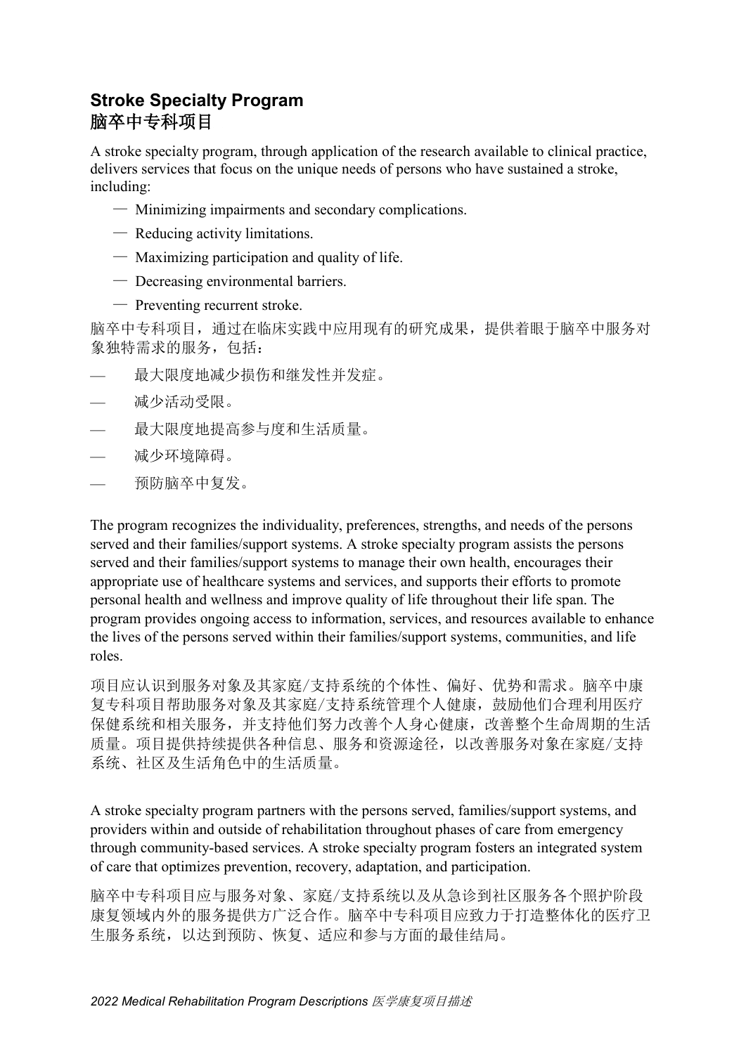## Stroke Specialty Program
## 脑卒中专科项目

A stroke specialty program, through application of the research available to clinical practice, delivers services that focus on the unique needs of persons who have sustained a stroke, including:

— Minimizing impairments and secondary complications.
— Reducing activity limitations.
— Maximizing participation and quality of life.
— Decreasing environmental barriers.
— Preventing recurrent stroke.

脑卒中专科项目，通过在临床实践中应用现有的研究成果，提供着眼于脑卒中服务对象独特需求的服务，包括：

— 最大限度地减少损伤和继发性并发症。
— 减少活动受限。
— 最大限度地提高参与度和生活质量。
— 减少环境障碍。
— 预防脑卒中复发。

The program recognizes the individuality, preferences, strengths, and needs of the persons served and their families/support systems. A stroke specialty program assists the persons served and their families/support systems to manage their own health, encourages their appropriate use of healthcare systems and services, and supports their efforts to promote personal health and wellness and improve quality of life throughout their life span. The program provides ongoing access to information, services, and resources available to enhance the lives of the persons served within their families/support systems, communities, and life roles.

项目应认识到服务对象及其家庭/支持系统的个体性、偏好、优势和需求。脑卒中康复专科项目帮助服务对象及其家庭/支持系统管理个人健康，鼓励他们合理利用医疗保健系统和相关服务，并支持他们努力改善个人身心健康，改善整个生命周期的生活质量。项目提供持续提供各种信息、服务和资源途径，以改善服务对象在家庭/支持系统、社区及生活角色中的生活质量。

A stroke specialty program partners with the persons served, families/support systems, and providers within and outside of rehabilitation throughout phases of care from emergency through community-based services. A stroke specialty program fosters an integrated system of care that optimizes prevention, recovery, adaptation, and participation.

脑卒中专科项目应与服务对象、家庭/支持系统以及从急诊到社区服务各个照护阶段康复领域内外的服务提供方广泛合作。脑卒中专科项目应致力于打造整体化的医疗卫生服务系统，以达到预防、恢复、适应和参与方面的最佳结局。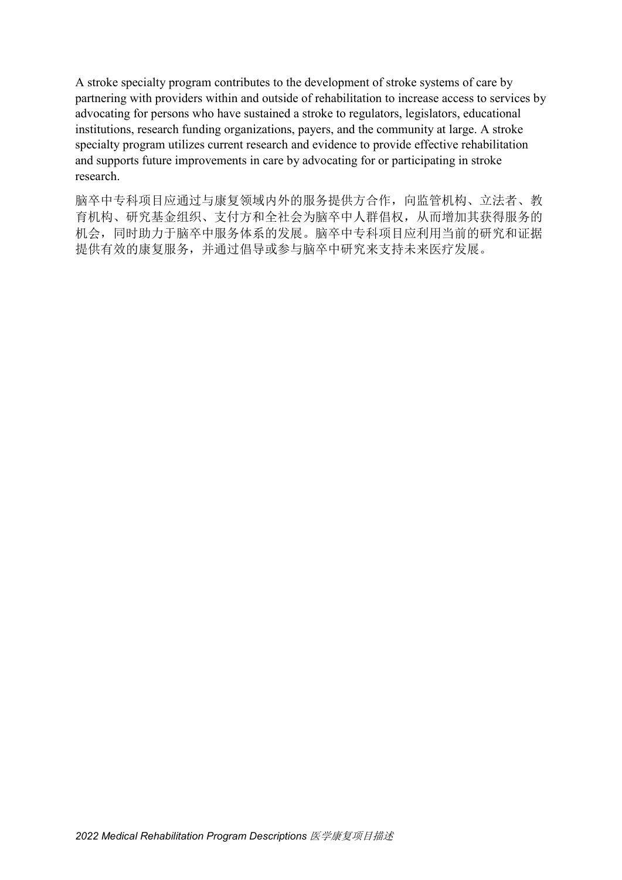A stroke specialty program contributes to the development of stroke systems of care by partnering with providers within and outside of rehabilitation to increase access to services by advocating for persons who have sustained a stroke to regulators, legislators, educational institutions, research funding organizations, payers, and the community at large. A stroke specialty program utilizes current research and evidence to provide effective rehabilitation and supports future improvements in care by advocating for or participating in stroke research.

脑卒中专科项目应通过与康复领域内外的服务提供方合作，向监管机构、立法者、教育机构、研究基金组织、支付方和全社会为脑卒中人群倡权，从而增加其获得服务的机会，同时助力于脑卒中服务体系的发展。脑卒中专科项目应利用当前的研究和证据提供有效的康复服务，并通过倡导或参与脑卒中研究来支持未来医疗发展。